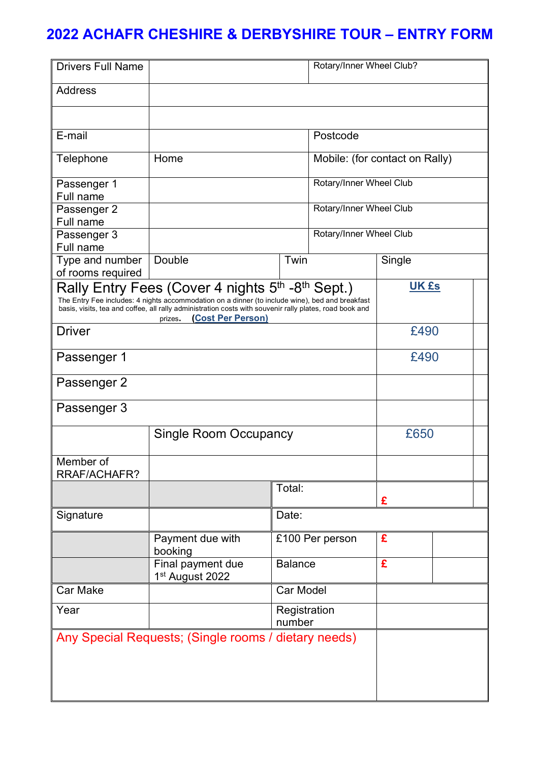# 2022 ACHAFR CHESHIRE & DERBYSHIRE TOUR – ENTRY FORM

| | | | |
|---|---|---|---|
| Drivers Full Name | | Rotary/Inner Wheel Club? | |
| Address | | | |
| | | | |
| E-mail | | Postcode | |
| Telephone | Home | Mobile: (for contact on Rally) | |
| Passenger 1 Full name | | Rotary/Inner Wheel Club | |
| Passenger 2 Full name | | Rotary/Inner Wheel Club | |
| Passenger 3 Full name | | Rotary/Inner Wheel Club | |
| Type and number of rooms required | Double | Twin | Single |

| | | |
|---|---|---|
| **Rally Entry Fees (Cover 4 nights 5th -8th Sept.)** The Entry Fee includes: 4 nights accommodation on a dinner (to include wine), bed and breakfast basis, visits, tea and coffee, all rally administration costs with souvenir rally plates, road book and prizes. **(Cost Per Person)** | **UK £s** | |
| Driver | £490 | |
| Passenger 1 | £490 | |
| Passenger 2 | | |
| Passenger 3 | | |
| Single Room Occupancy | £650 | |
| Member of RRAF/ACHAFR? | | |
| Total: | £ | |

| | | | | |
|---|---|---|---|---|
| Signature | | Date: | | |
| | Payment due with booking | £100 Per person | £ | |
| | Final payment due 1st August 2022 | Balance | £ | |
| Car Make | | Car Model | | |
| Year | | Registration number | | |

Any Special Requests; (Single rooms / dietary needs)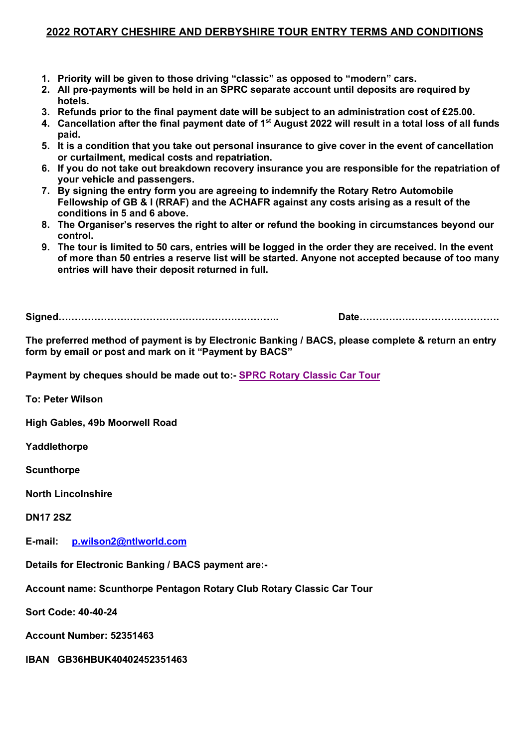## 2022 ROTARY CHESHIRE AND DERBYSHIRE TOUR ENTRY TERMS AND CONDITIONS

1. **Priority will be given to those driving "classic" as opposed to "modern" cars.**
2. **All pre-payments will be held in an SPRC separate account until deposits are required by hotels.**
3. **Refunds prior to the final payment date will be subject to an administration cost of £25.00.**
4. **Cancellation after the final payment date of 1st August 2022 will result in a total loss of all funds paid.**
5. **It is a condition that you take out personal insurance to give cover in the event of cancellation or curtailment, medical costs and repatriation.**
6. **If you do not take out breakdown recovery insurance you are responsible for the repatriation of your vehicle and passengers.**
7. **By signing the entry form you are agreeing to indemnify the Rotary Retro Automobile Fellowship of GB & I (RRAF) and the ACHAFR against any costs arising as a result of the conditions in 5 and 6 above.**
8. **The Organiser's reserves the right to alter or refund the booking in circumstances beyond our control.**
9. **The tour is limited to 50 cars, entries will be logged in the order they are received. In the event of more than 50 entries a reserve list will be started. Anyone not accepted because of too many entries will have their deposit returned in full.**

**Signed…………………………………………………………..** **Date…………………………………….**

**The preferred method of payment is by Electronic Banking / BACS, please complete & return an entry form by email or post and mark on it "Payment by BACS"**

**Payment by cheques should be made out to:- SPRC Rotary Classic Car Tour**

**To: Peter Wilson**

**High Gables, 49b Moorwell Road**

**Yaddlethorpe**

**Scunthorpe**

**North Lincolnshire**

**DN17 2SZ**

**E-mail: p.wilson2@ntlworld.com**

**Details for Electronic Banking / BACS payment are:-**

**Account name: Scunthorpe Pentagon Rotary Club Rotary Classic Car Tour**

**Sort Code: 40-40-24**

**Account Number: 52351463**

**IBAN GB36HBUK40402452351463**